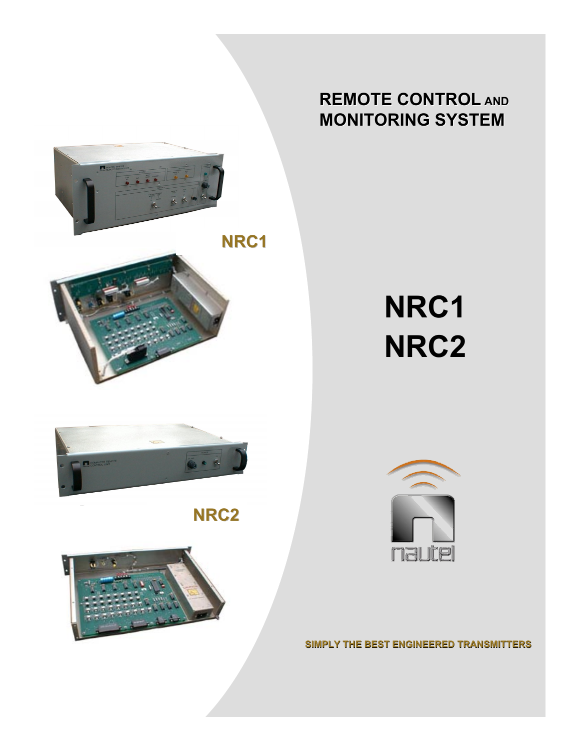# REMOTE CONTROL AND MONITORING SYSTEM

NRC1

NRC2

# NRC1
# NRC2

nautel

SIMPLY THE BEST ENGINEERED TRANSMITTERS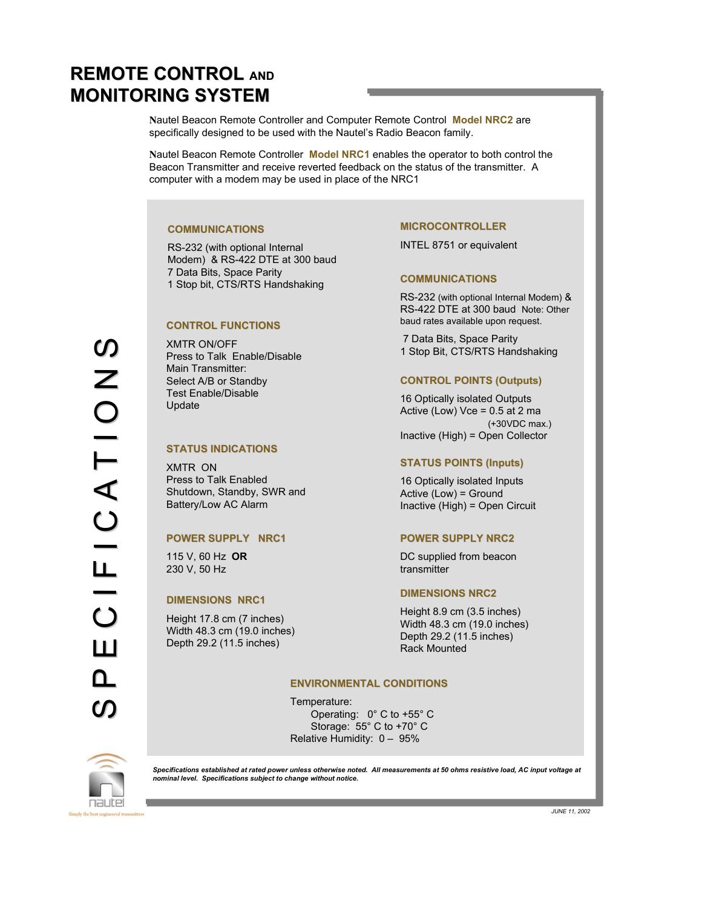# REMOTE CONTROL AND MONITORING SYSTEM

Nautel Beacon Remote Controller and Computer Remote Control **Model NRC2** are specifically designed to be used with the Nautel's Radio Beacon family.

Nautel Beacon Remote Controller **Model NRC1** enables the operator to both control the Beacon Transmitter and receive reverted feedback on the status of the transmitter. A computer with a modem may be used in place of the NRC1

# SPECIFICATIONS

### COMMUNICATIONS

RS-232 (with optional Internal Modem) & RS-422 DTE at 300 baud
7 Data Bits, Space Parity
1 Stop bit, CTS/RTS Handshaking

### CONTROL FUNCTIONS

XMTR ON/OFF
Press to Talk Enable/Disable
Main Transmitter:
Select A/B or Standby
Test Enable/Disable
Update

### STATUS INDICATIONS

XMTR ON
Press to Talk Enabled
Shutdown, Standby, SWR and Battery/Low AC Alarm

### POWER SUPPLY NRC1

115 V, 60 Hz **OR**
230 V, 50 Hz

### DIMENSIONS NRC1

Height 17.8 cm (7 inches)
Width 48.3 cm (19.0 inches)
Depth 29.2 (11.5 inches)

### MICROCONTROLLER

INTEL 8751 or equivalent

### COMMUNICATIONS

RS-232 (with optional Internal Modem) & RS-422 DTE at 300 baud Note: Other baud rates available upon request.

7 Data Bits, Space Parity
1 Stop Bit, CTS/RTS Handshaking

### CONTROL POINTS (Outputs)

16 Optically isolated Outputs
Active (Low) Vce = 0.5 at 2 ma
(+30VDC max.)
Inactive (High) = Open Collector

### STATUS POINTS (Inputs)

16 Optically isolated Inputs
Active (Low) = Ground
Inactive (High) = Open Circuit

### POWER SUPPLY NRC2

DC supplied from beacon transmitter

### DIMENSIONS NRC2

Height 8.9 cm (3.5 inches)
Width 48.3 cm (19.0 inches)
Depth 29.2 (11.5 inches)
Rack Mounted

### ENVIRONMENTAL CONDITIONS

Temperature:
Operating: 0° C to +55° C
Storage: 55° C to +70° C
Relative Humidity: 0 – 95%

***Specifications established at rated power unless otherwise noted. All measurements at 50 ohms resistive load, AC input voltage at nominal level. Specifications subject to change without notice.***

nautel
Simply the best engineered transmitters

*JUNE 11, 2002*